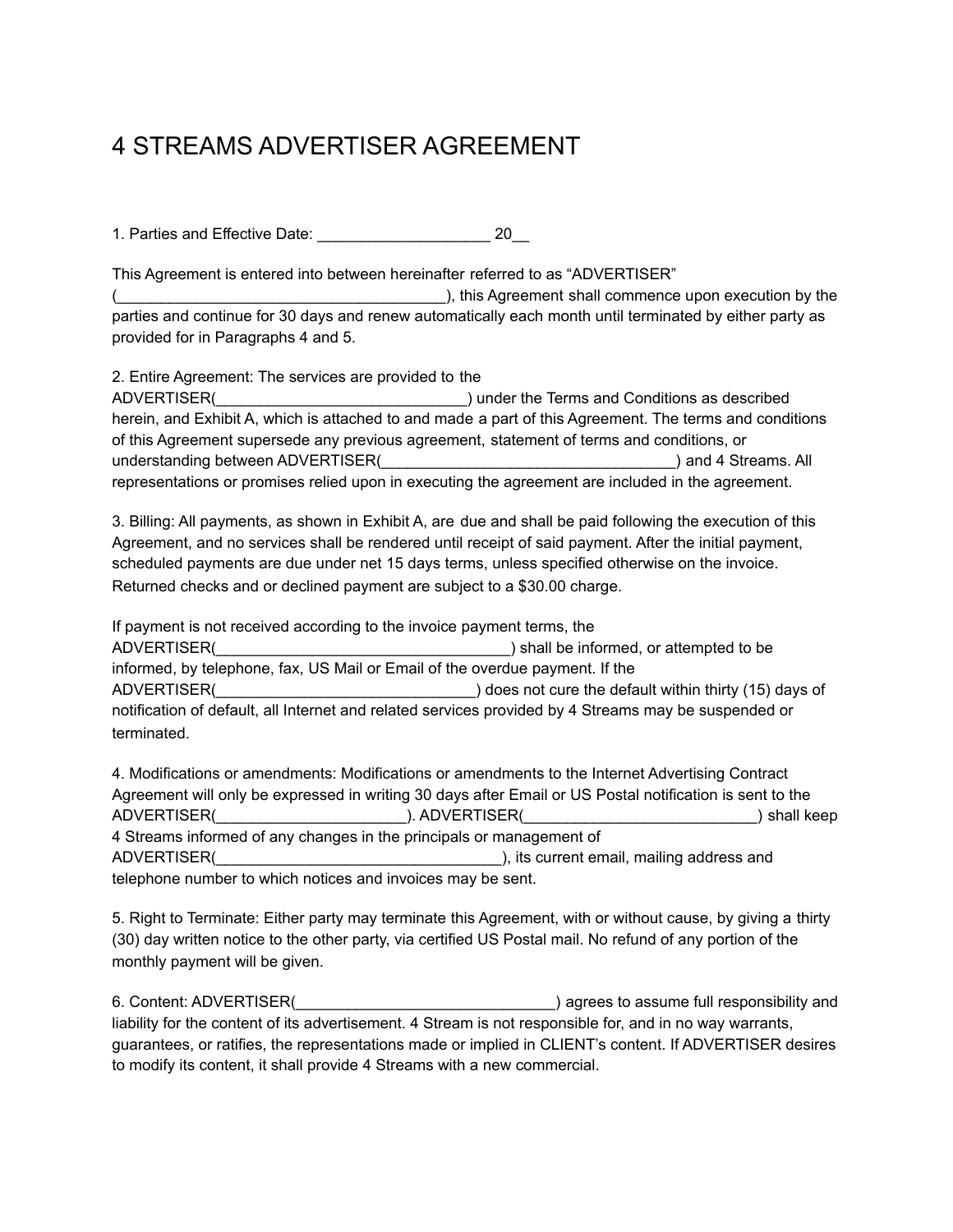# 4 STREAMS ADVERTISER AGREEMENT

1. Parties and Effective Date: ____________________ 20__

This Agreement is entered into between hereinafter referred to as "ADVERTISER" (_______________________________________), this Agreement shall commence upon execution by the parties and continue for 30 days and renew automatically each month until terminated by either party as provided for in Paragraphs 4 and 5.

2. Entire Agreement: The services are provided to the ADVERTISER(______________________________) under the Terms and Conditions as described herein, and Exhibit A, which is attached to and made a part of this Agreement. The terms and conditions of this Agreement supersede any previous agreement, statement of terms and conditions, or understanding between ADVERTISER(___________________________________) and 4 Streams. All representations or promises relied upon in executing the agreement are included in the agreement.

3. Billing: All payments, as shown in Exhibit A, are due and shall be paid following the execution of this Agreement, and no services shall be rendered until receipt of said payment. After the initial payment, scheduled payments are due under net 15 days terms, unless specified otherwise on the invoice. Returned checks and or declined payment are subject to a $30.00 charge.

If payment is not received according to the invoice payment terms, the ADVERTISER(___________________________________) shall be informed, or attempted to be informed, by telephone, fax, US Mail or Email of the overdue payment. If the ADVERTISER(_______________________________) does not cure the default within thirty (15) days of notification of default, all Internet and related services provided by 4 Streams may be suspended or terminated.

4. Modifications or amendments: Modifications or amendments to the Internet Advertising Contract Agreement will only be expressed in writing 30 days after Email or US Postal notification is sent to the ADVERTISER(______________________). ADVERTISER(____________________________) shall keep 4 Streams informed of any changes in the principals or management of ADVERTISER(__________________________________), its current email, mailing address and telephone number to which notices and invoices may be sent.

5. Right to Terminate: Either party may terminate this Agreement, with or without cause, by giving a thirty (30) day written notice to the other party, via certified US Postal mail. No refund of any portion of the monthly payment will be given.

6. Content: ADVERTISER(_______________________________) agrees to assume full responsibility and liability for the content of its advertisement. 4 Stream is not responsible for, and in no way warrants, guarantees, or ratifies, the representations made or implied in CLIENT's content. If ADVERTISER desires to modify its content, it shall provide 4 Streams with a new commercial.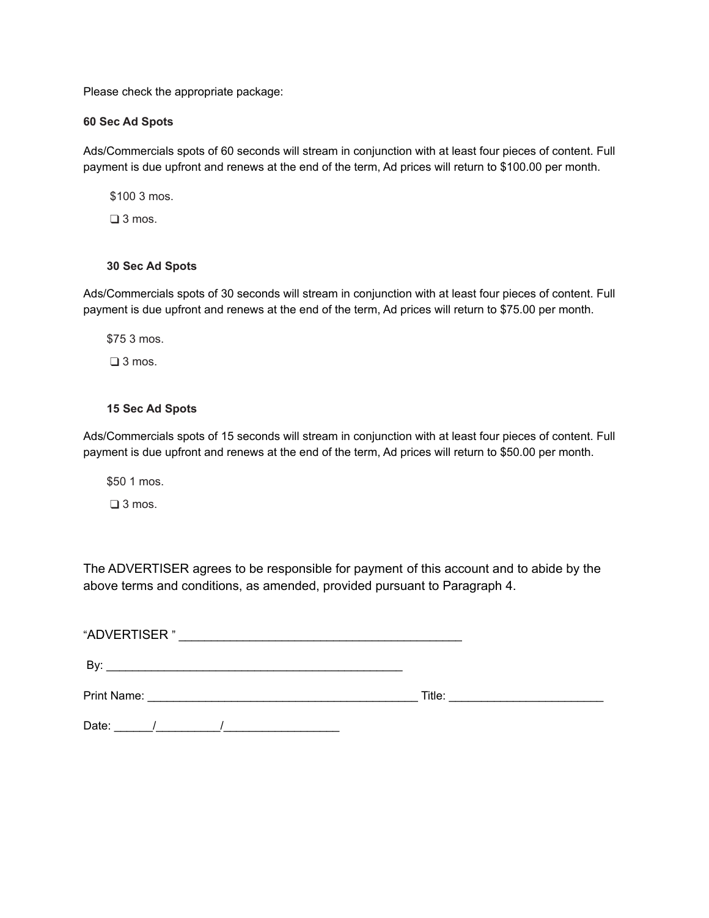Please check the appropriate package:

**60 Sec Ad Spots**

Ads/Commercials spots of 60 seconds will stream in conjunction with at least four pieces of content. Full payment is due upfront and renews at the end of the term, Ad prices will return to $100.00 per month.

$100 3 mos.

❑ 3 mos.

**30 Sec Ad Spots**

Ads/Commercials spots of 30 seconds will stream in conjunction with at least four pieces of content. Full payment is due upfront and renews at the end of the term, Ad prices will return to $75.00 per month.

$75 3 mos.

❑ 3 mos.

**15 Sec Ad Spots**

Ads/Commercials spots of 15 seconds will stream in conjunction with at least four pieces of content. Full payment is due upfront and renews at the end of the term, Ad prices will return to $50.00 per month.

$50 1 mos.

❑ 3 mos.

The ADVERTISER agrees to be responsible for payment of this account and to abide by the above terms and conditions, as amended, provided pursuant to Paragraph 4.

"ADVERTISER " ___________________________________________

By: ______________________________________________

Print Name: __________________________________________ Title: ________________________

Date: ______/__________/__________________